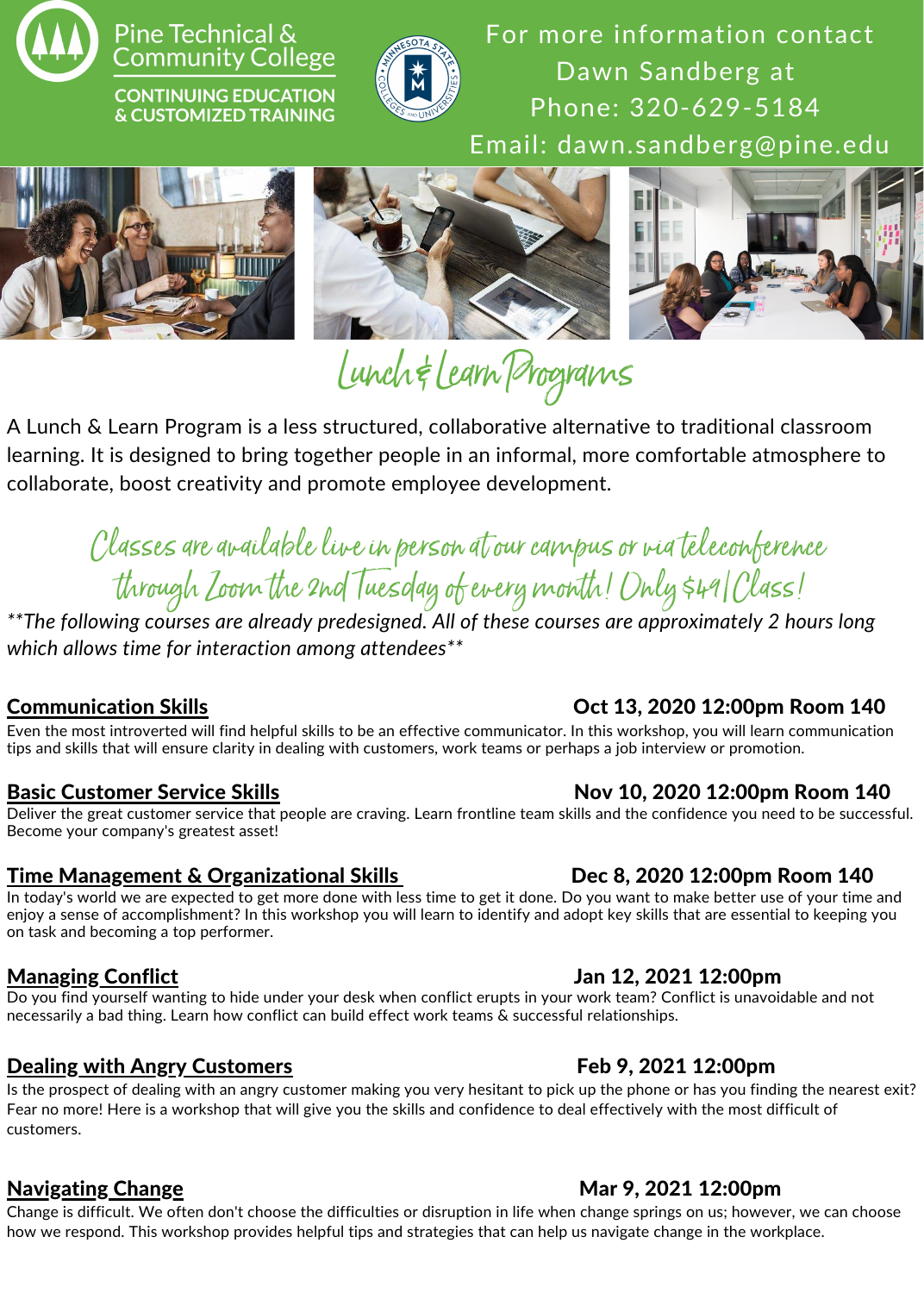Pine Technical & Community College

**CONTINUING EDUCATION & CUSTOMIZED TRAINING**

For more information contact Dawn Sandberg at
Phone: 320-629-5184
Email: dawn.sandberg@pine.edu

# Lunch & Learn Programs

A Lunch & Learn Program is a less structured, collaborative alternative to traditional classroom learning. It is designed to bring together people in an informal, more comfortable atmosphere to collaborate, boost creativity and promote employee development.

## Classes are available live in person at our campus or via teleconference through Zoom the 2nd Tuesday of every month! Only $49/Class!

*\*\*The following courses are already predesigned. All of these courses are approximately 2 hours long which allows time for interaction among attendees\*\**

**Communication Skills** — **Oct 13, 2020 12:00pm Room 140**

Even the most introverted will find helpful skills to be an effective communicator. In this workshop, you will learn communication tips and skills that will ensure clarity in dealing with customers, work teams or perhaps a job interview or promotion.

**Basic Customer Service Skills** — **Nov 10, 2020 12:00pm Room 140**

Deliver the great customer service that people are craving. Learn frontline team skills and the confidence you need to be successful. Become your company's greatest asset!

**Time Management & Organizational Skills** — **Dec 8, 2020 12:00pm Room 140**

In today's world we are expected to get more done with less time to get it done. Do you want to make better use of your time and enjoy a sense of accomplishment? In this workshop you will learn to identify and adopt key skills that are essential to keeping you on task and becoming a top performer.

**Managing Conflict** — **Jan 12, 2021 12:00pm**

Do you find yourself wanting to hide under your desk when conflict erupts in your work team? Conflict is unavoidable and not necessarily a bad thing. Learn how conflict can build effect work teams & successful relationships.

**Dealing with Angry Customers** — **Feb 9, 2021 12:00pm**

Is the prospect of dealing with an angry customer making you very hesitant to pick up the phone or has you finding the nearest exit? Fear no more! Here is a workshop that will give you the skills and confidence to deal effectively with the most difficult of customers.

**Navigating Change** — **Mar 9, 2021 12:00pm**

Change is difficult. We often don't choose the difficulties or disruption in life when change springs on us; however, we can choose how we respond. This workshop provides helpful tips and strategies that can help us navigate change in the workplace.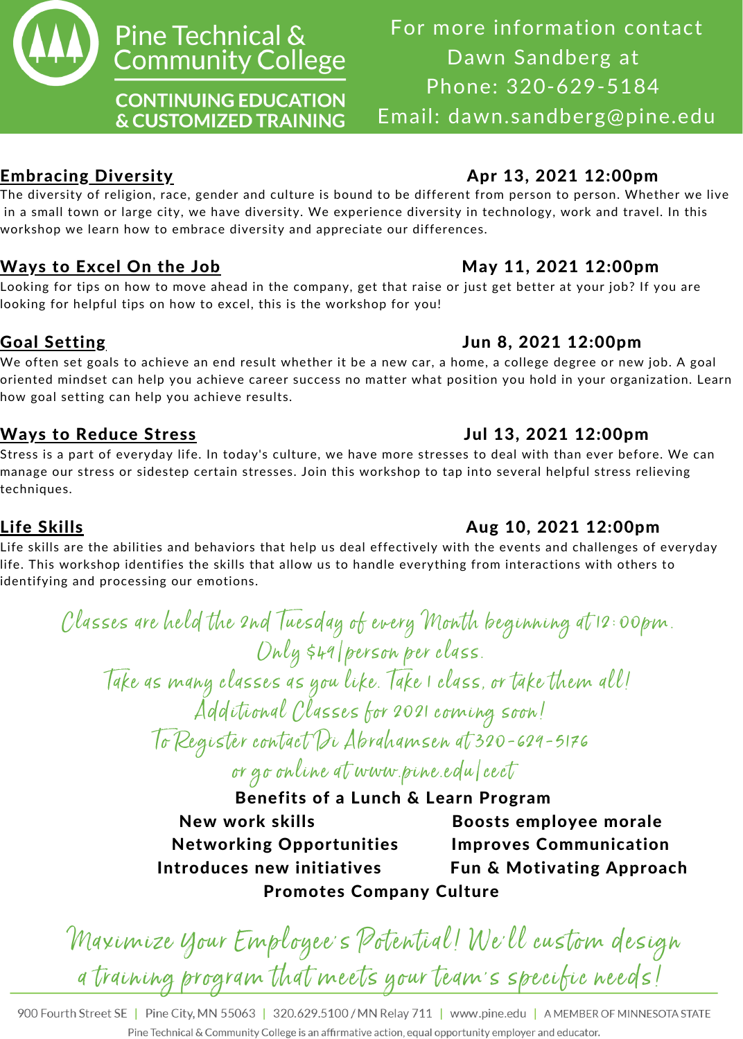# Pine Technical & Community College

**CONTINUING EDUCATION & CUSTOMIZED TRAINING**

For more information contact Dawn Sandberg at
Phone: 320-629-5184
Email: dawn.sandberg@pine.edu

## Embracing Diversity — Apr 13, 2021 12:00pm

The diversity of religion, race, gender and culture is bound to be different from person to person. Whether we live in a small town or large city, we have diversity. We experience diversity in technology, work and travel. In this workshop we learn how to embrace diversity and appreciate our differences.

## Ways to Excel On the Job — May 11, 2021 12:00pm

Looking for tips on how to move ahead in the company, get that raise or just get better at your job? If you are looking for helpful tips on how to excel, this is the workshop for you!

## Goal Setting — Jun 8, 2021 12:00pm

We often set goals to achieve an end result whether it be a new car, a home, a college degree or new job. A goal oriented mindset can help you achieve career success no matter what position you hold in your organization. Learn how goal setting can help you achieve results.

## Ways to Reduce Stress — Jul 13, 2021 12:00pm

Stress is a part of everyday life. In today's culture, we have more stresses to deal with than ever before. We can manage our stress or sidestep certain stresses. Join this workshop to tap into several helpful stress relieving techniques.

## Life Skills — Aug 10, 2021 12:00pm

Life skills are the abilities and behaviors that help us deal effectively with the events and challenges of everyday life. This workshop identifies the skills that allow us to handle everything from interactions with others to identifying and processing our emotions.

*Classes are held the 2nd Tuesday of every Month beginning at 12:00pm.*
*Only $49/person per class.*
*Take as many classes as you like. Take 1 class, or take them all!*
*Additional Classes for 2021 coming soon!*
*To Register contact Di Abrahamsen at 320-629-5176*
*or go online at www.pine.edu/ceet*

**Benefits of a Lunch & Learn Program**

- **New work skills**
- **Boosts employee morale**
- **Networking Opportunities**
- **Improves Communication**
- **Introduces new initiatives**
- **Fun & Motivating Approach**
- **Promotes Company Culture**

*Maximize Your Employee's Potential! We'll custom design a training program that meets your team's specific needs!*

900 Fourth Street SE | Pine City, MN 55063 | 320.629.5100 / MN Relay 711 | www.pine.edu | A MEMBER OF MINNESOTA STATE

Pine Technical & Community College is an affirmative action, equal opportunity employer and educator.